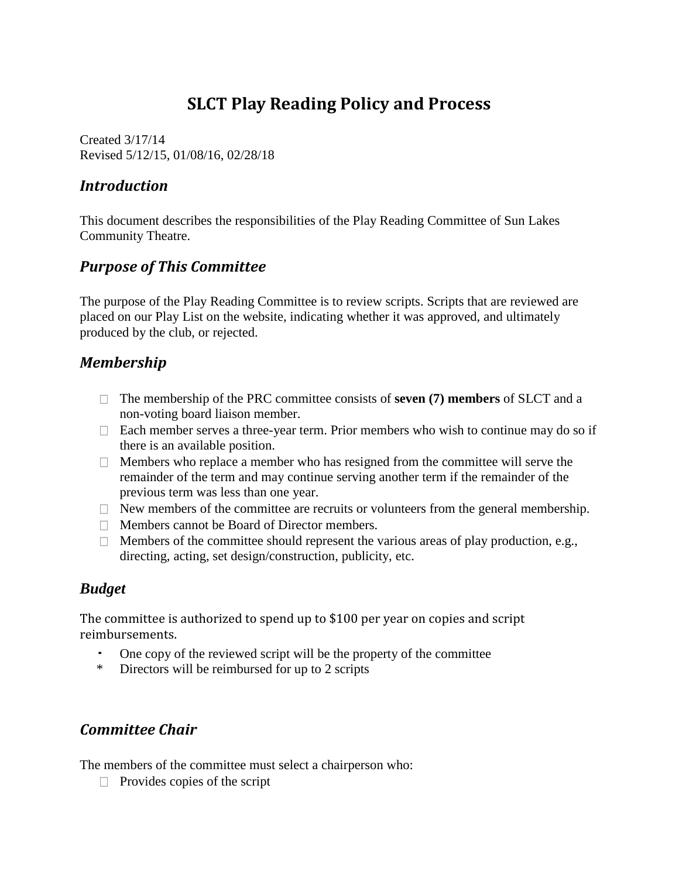# SLCT Play Reading Policy and Process

Created 3/17/14
Revised 5/12/15, 01/08/16, 02/28/18

## *Introduction*

This document describes the responsibilities of the Play Reading Committee of Sun Lakes Community Theatre.

## *Purpose of This Committee*

The purpose of the Play Reading Committee is to review scripts. Scripts that are reviewed are placed on our Play List on the website, indicating whether it was approved, and ultimately produced by the club, or rejected.

## *Membership*

- The membership of the PRC committee consists of **seven (7) members** of SLCT and a non-voting board liaison member.
- Each member serves a three-year term. Prior members who wish to continue may do so if there is an available position.
- Members who replace a member who has resigned from the committee will serve the remainder of the term and may continue serving another term if the remainder of the previous term was less than one year.
- New members of the committee are recruits or volunteers from the general membership.
- Members cannot be Board of Director members.
- Members of the committee should represent the various areas of play production, e.g., directing, acting, set design/construction, publicity, etc.

## *Budget*

The committee is authorized to spend up to $100 per year on copies and script reimbursements.

- One copy of the reviewed script will be the property of the committee
- Directors will be reimbursed for up to 2 scripts

## *Committee Chair*

The members of the committee must select a chairperson who:

- Provides copies of the script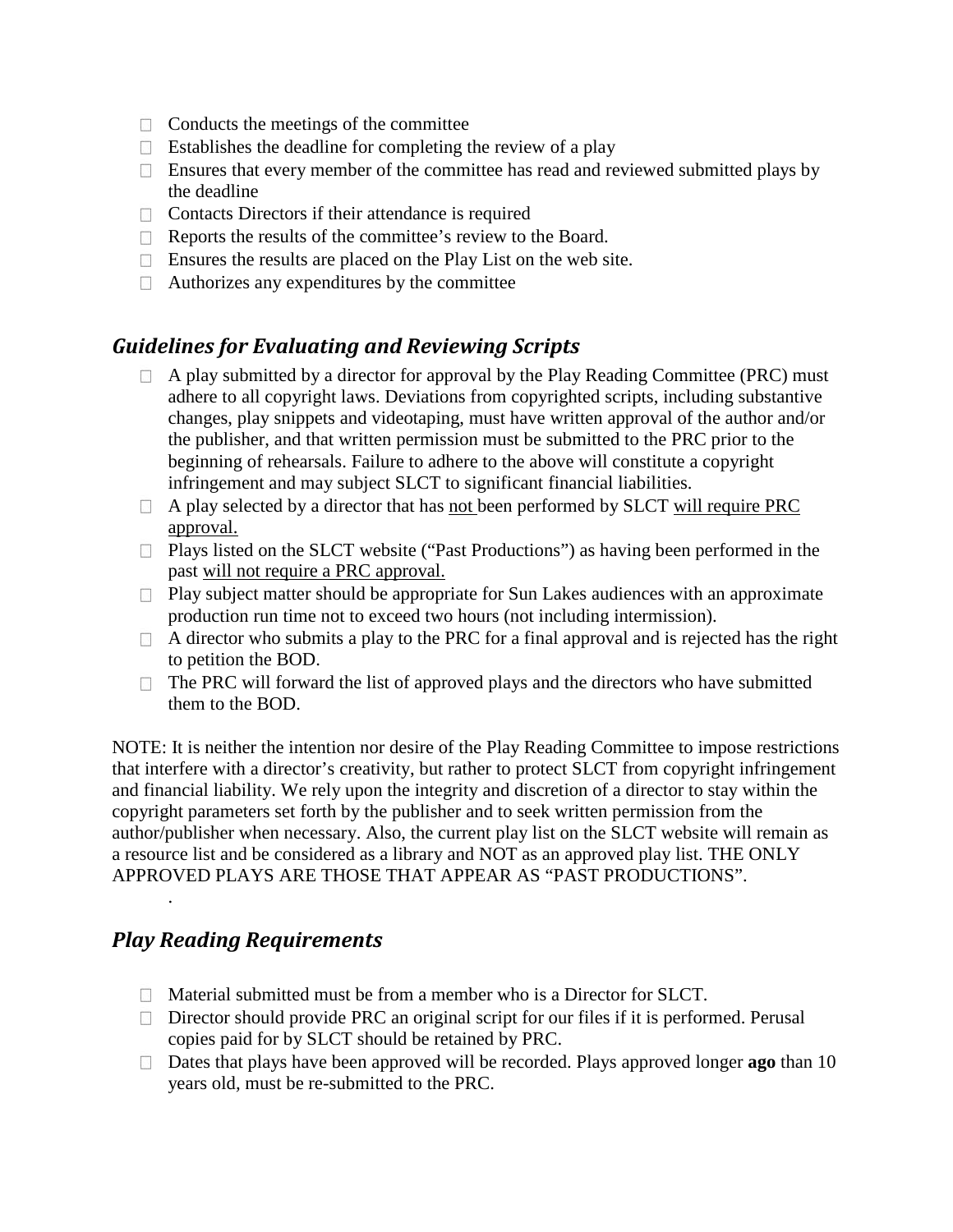- Conducts the meetings of the committee
- Establishes the deadline for completing the review of a play
- Ensures that every member of the committee has read and reviewed submitted plays by the deadline
- Contacts Directors if their attendance is required
- Reports the results of the committee's review to the Board.
- Ensures the results are placed on the Play List on the web site.
- Authorizes any expenditures by the committee

## *Guidelines for Evaluating and Reviewing Scripts*

- A play submitted by a director for approval by the Play Reading Committee (PRC) must adhere to all copyright laws. Deviations from copyrighted scripts, including substantive changes, play snippets and videotaping, must have written approval of the author and/or the publisher, and that written permission must be submitted to the PRC prior to the beginning of rehearsals. Failure to adhere to the above will constitute a copyright infringement and may subject SLCT to significant financial liabilities.
- A play selected by a director that has <u>not</u> been performed by SLCT <u>will require PRC approval.</u>
- Plays listed on the SLCT website ("Past Productions") as having been performed in the past <u>will not require a PRC approval.</u>
- Play subject matter should be appropriate for Sun Lakes audiences with an approximate production run time not to exceed two hours (not including intermission).
- A director who submits a play to the PRC for a final approval and is rejected has the right to petition the BOD.
- The PRC will forward the list of approved plays and the directors who have submitted them to the BOD.

NOTE: It is neither the intention nor desire of the Play Reading Committee to impose restrictions that interfere with a director's creativity, but rather to protect SLCT from copyright infringement and financial liability. We rely upon the integrity and discretion of a director to stay within the copyright parameters set forth by the publisher and to seek written permission from the author/publisher when necessary. Also, the current play list on the SLCT website will remain as a resource list and be considered as a library and NOT as an approved play list. THE ONLY APPROVED PLAYS ARE THOSE THAT APPEAR AS "PAST PRODUCTIONS".

.

## *Play Reading Requirements*

- Material submitted must be from a member who is a Director for SLCT.
- Director should provide PRC an original script for our files if it is performed. Perusal copies paid for by SLCT should be retained by PRC.
- Dates that plays have been approved will be recorded. Plays approved longer **ago** than 10 years old, must be re-submitted to the PRC.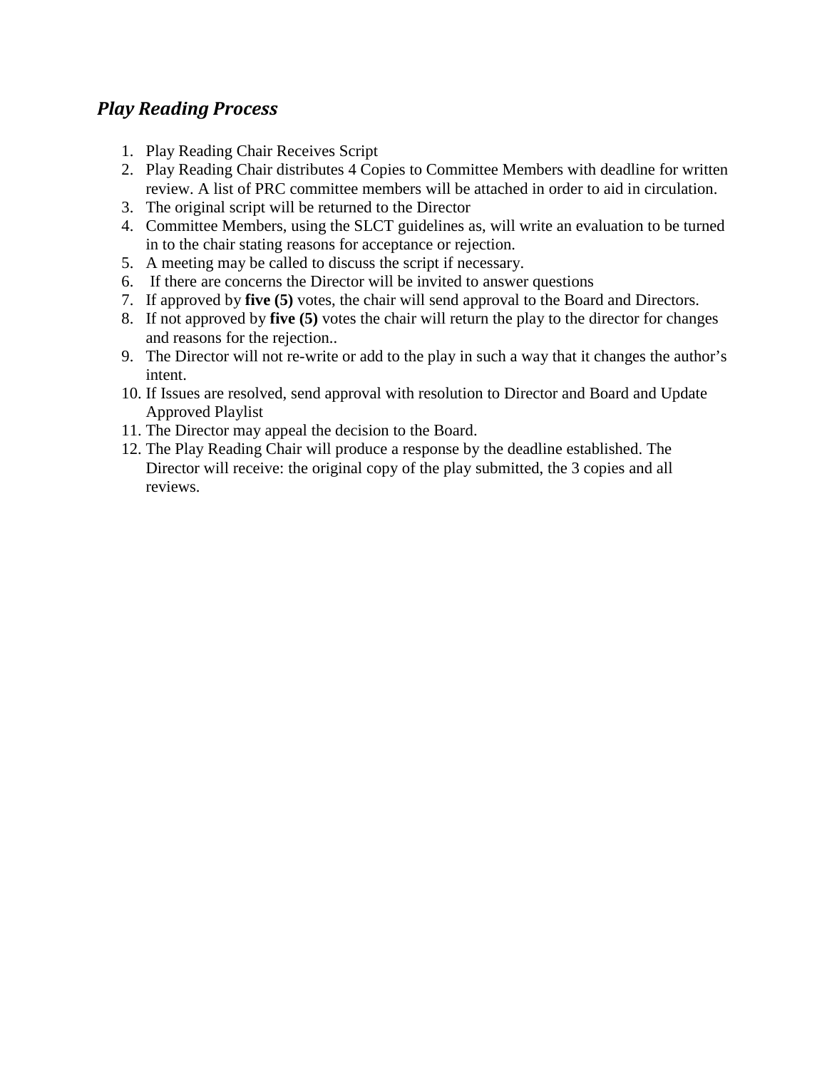## ***Play Reading Process***

1. Play Reading Chair Receives Script
2. Play Reading Chair distributes 4 Copies to Committee Members with deadline for written review. A list of PRC committee members will be attached in order to aid in circulation.
3. The original script will be returned to the Director
4. Committee Members, using the SLCT guidelines as, will write an evaluation to be turned in to the chair stating reasons for acceptance or rejection.
5. A meeting may be called to discuss the script if necessary.
6. If there are concerns the Director will be invited to answer questions
7. If approved by **five (5)** votes, the chair will send approval to the Board and Directors.
8. If not approved by **five (5)** votes the chair will return the play to the director for changes and reasons for the rejection..
9. The Director will not re-write or add to the play in such a way that it changes the author's intent.
10. If Issues are resolved, send approval with resolution to Director and Board and Update Approved Playlist
11. The Director may appeal the decision to the Board.
12. The Play Reading Chair will produce a response by the deadline established. The Director will receive: the original copy of the play submitted, the 3 copies and all reviews.